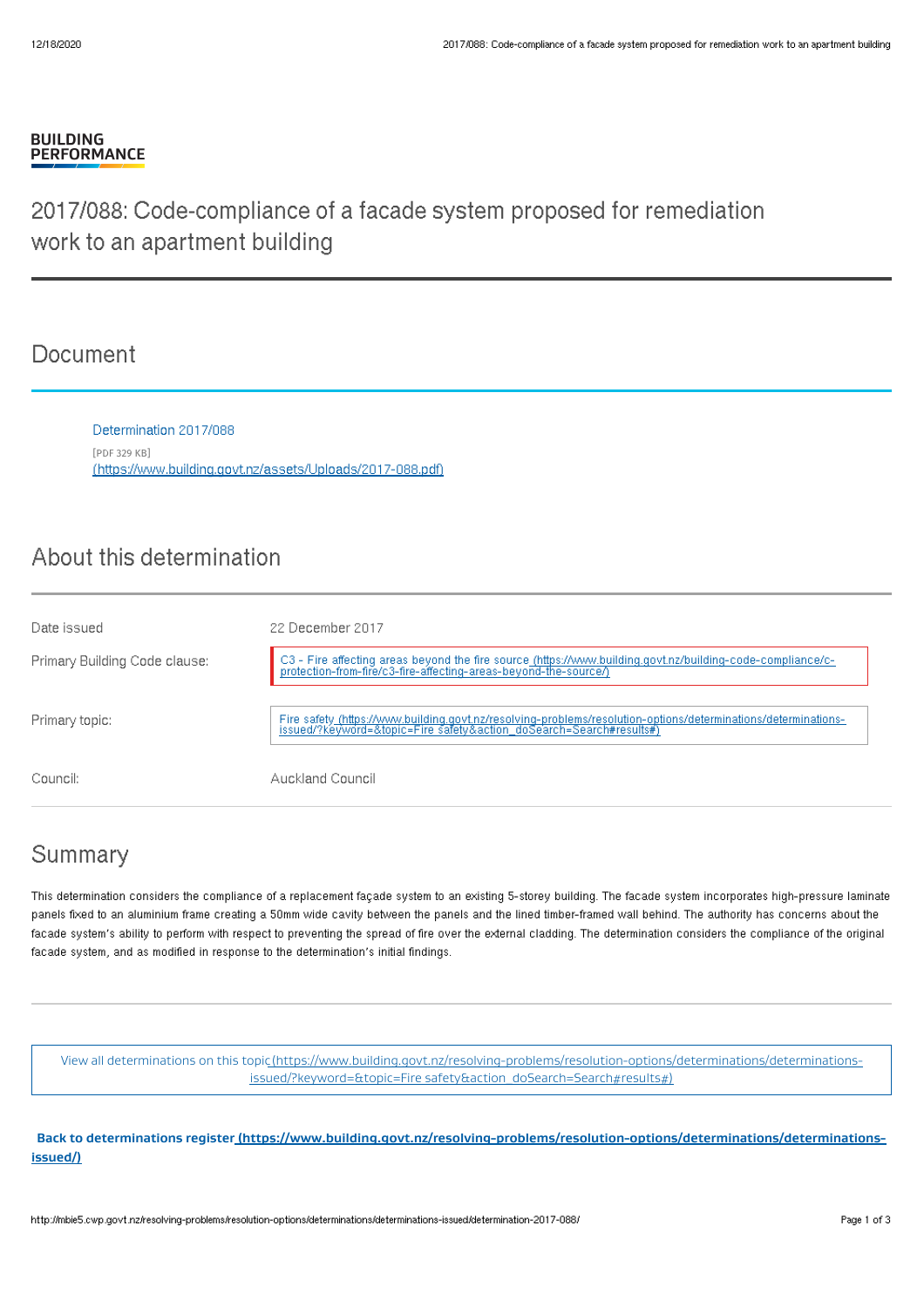**BUILDING PERFORMANCE**

# 2017/088: Code-compliance of a facade system proposed for remediation work to an apartment building

## Document

Determination 2017/088

[PDF 329 KB]

(https://www.building.govt.nz/assets/Uploads/2017-088.pdf)

## About this determination

| | |
|---|---|
| Date issued | 22 December 2017 |
| Primary Building Code clause: | C3 - Fire affecting areas beyond the fire source (https://www.building.govt.nz/building-code-compliance/c-protection-from-fire/c3-fire-affecting-areas-beyond-the-source/) |
| Primary topic: | Fire safety (https://www.building.govt.nz/resolving-problems/resolution-options/determinations/determinations-issued/?keyword=&topic=Fire safety&action_doSearch=Search#results#) |
| Council: | Auckland Council |

## Summary

This determination considers the compliance of a replacement façade system to an existing 5-storey building. The facade system incorporates high-pressure laminate panels fixed to an aluminium frame creating a 50mm wide cavity between the panels and the lined timber-framed wall behind. The authority has concerns about the facade system's ability to perform with respect to preventing the spread of fire over the external cladding. The determination considers the compliance of the original facade system, and as modified in response to the determination's initial findings.

View all determinations on this topic (https://www.building.govt.nz/resolving-problems/resolution-options/determinations/determinations-issued/?keyword=&topic=Fire safety&action_doSearch=Search#results#)

**Back to determinations register (https://www.building.govt.nz/resolving-problems/resolution-options/determinations/determinations-issued/)**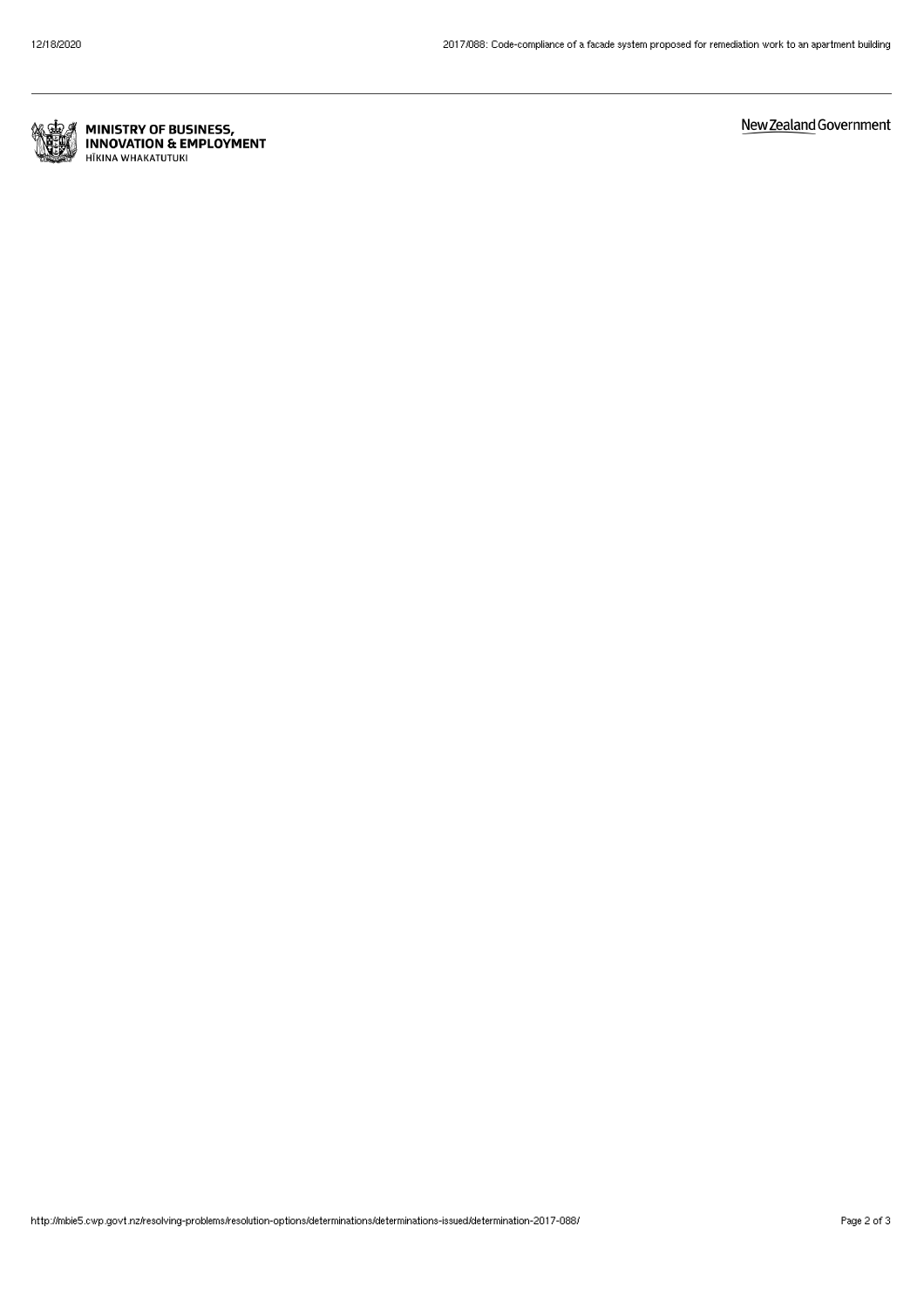**MINISTRY OF BUSINESS, INNOVATION & EMPLOYMENT**
HĪKINA WHAKATUTUKI

New Zealand Government